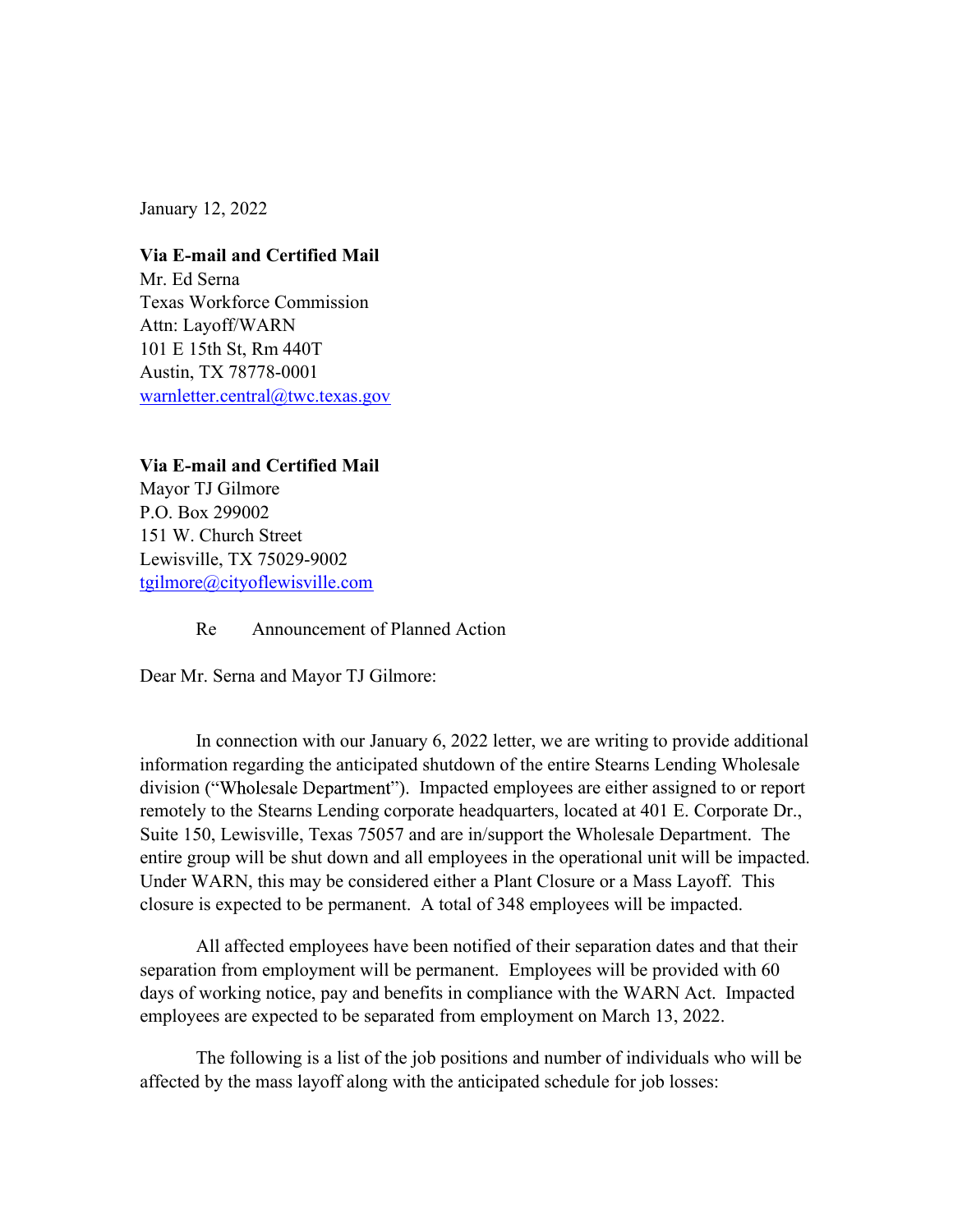January 12, 2022

**Via E-mail and Certified Mail**
Mr. Ed Serna
Texas Workforce Commission
Attn: Layoff/WARN
101 E 15th St, Rm 440T
Austin, TX 78778-0001
warnletter.central@twc.texas.gov

**Via E-mail and Certified Mail**
Mayor TJ Gilmore
P.O. Box 299002
151 W. Church Street
Lewisville, TX 75029-9002
tgilmore@cityoflewisville.com

Re Announcement of Planned Action

Dear Mr. Serna and Mayor TJ Gilmore:

In connection with our January 6, 2022 letter, we are writing to provide additional information regarding the anticipated shutdown of the entire Stearns Lending Wholesale division ("Wholesale Department"). Impacted employees are either assigned to or report remotely to the Stearns Lending corporate headquarters, located at 401 E. Corporate Dr., Suite 150, Lewisville, Texas 75057 and are in/support the Wholesale Department. The entire group will be shut down and all employees in the operational unit will be impacted. Under WARN, this may be considered either a Plant Closure or a Mass Layoff. This closure is expected to be permanent. A total of 348 employees will be impacted.

All affected employees have been notified of their separation dates and that their separation from employment will be permanent. Employees will be provided with 60 days of working notice, pay and benefits in compliance with the WARN Act. Impacted employees are expected to be separated from employment on March 13, 2022.

The following is a list of the job positions and number of individuals who will be affected by the mass layoff along with the anticipated schedule for job losses: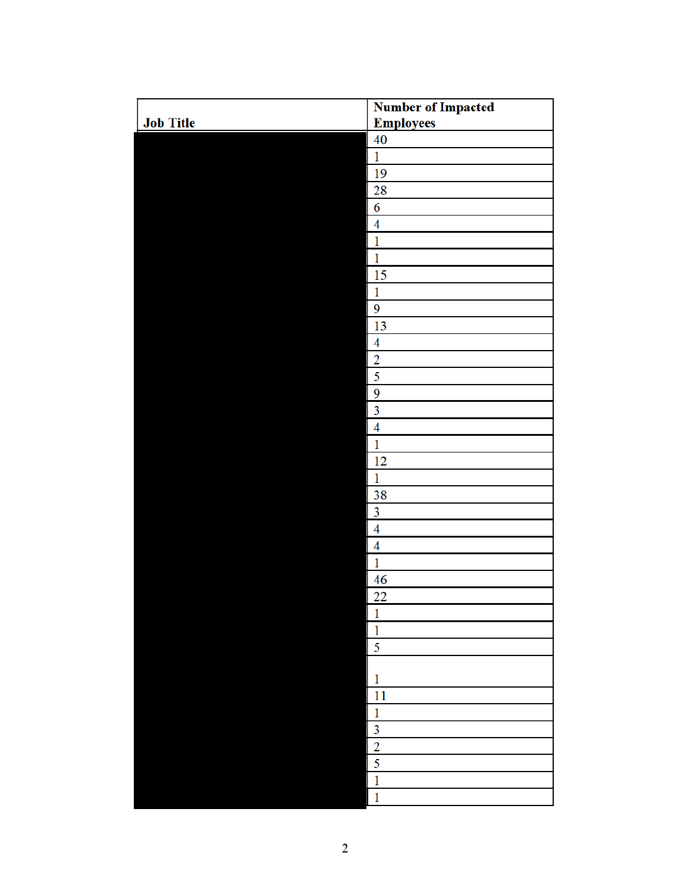| Job Title | Number of Impacted Employees |
| --- | --- |
| | 40 |
| | 1 |
| | 19 |
| | 28 |
| | 6 |
| | 4 |
| | 1 |
| | 1 |
| | 15 |
| | 1 |
| | 9 |
| | 13 |
| | 4 |
| | 2 |
| | 5 |
| | 9 |
| | 3 |
| | 4 |
| | 1 |
| | 12 |
| | 1 |
| | 38 |
| | 3 |
| | 4 |
| | 4 |
| | 1 |
| | 46 |
| | 22 |
| | 1 |
| | 1 |
| | 5 |
| | 1 |
| | 11 |
| | 1 |
| | 3 |
| | 2 |
| | 5 |
| | 1 |
| | 1 |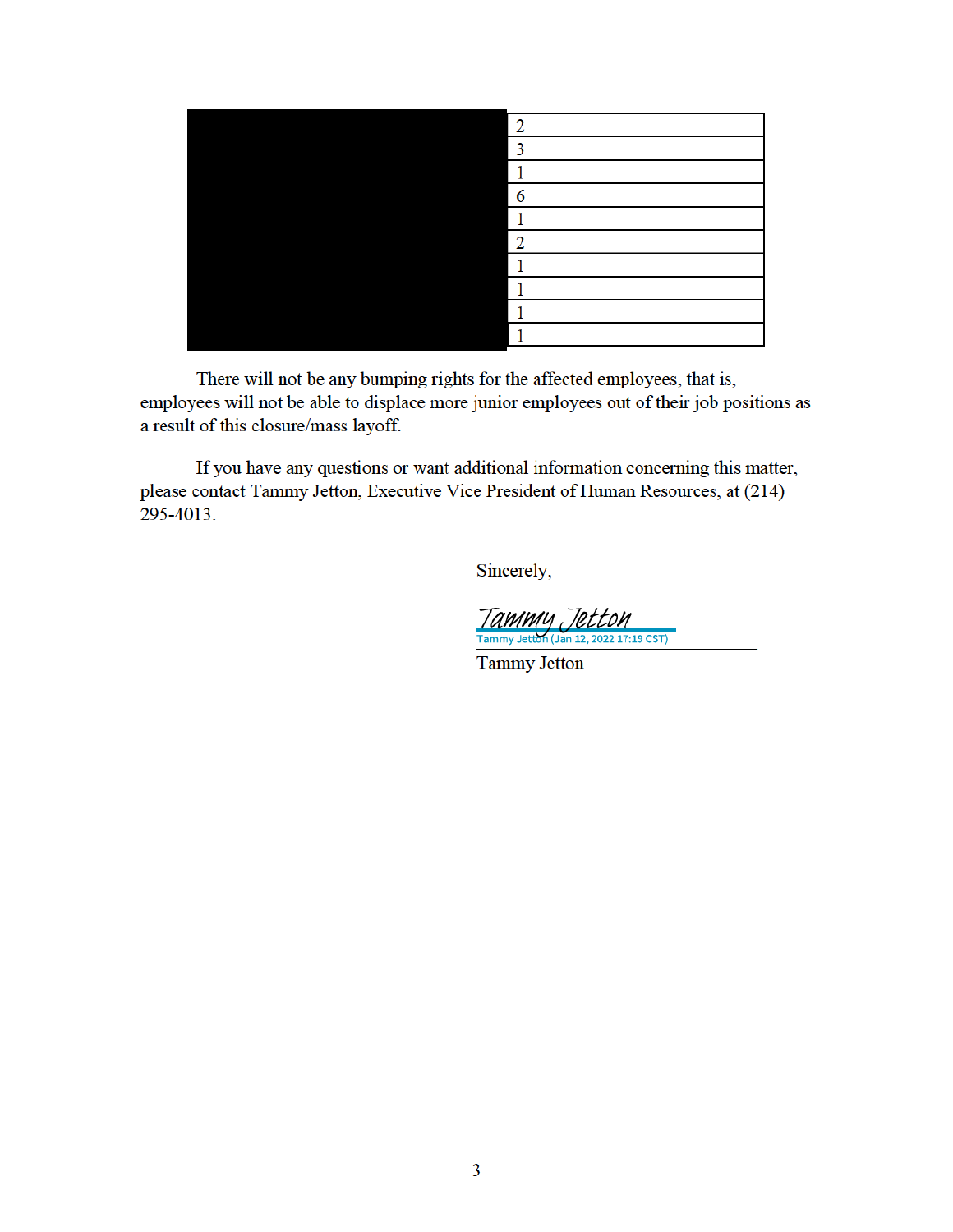| | |
|---|---|
| | 2 |
| | 3 |
| | 1 |
| | 6 |
| | 1 |
| | 2 |
| | 1 |
| | 1 |
| | 1 |
| | 1 |

There will not be any bumping rights for the affected employees, that is, employees will not be able to displace more junior employees out of their job positions as a result of this closure/mass layoff.

If you have any questions or want additional information concerning this matter, please contact Tammy Jetton, Executive Vice President of Human Resources, at (214) 295-4013.

Sincerely,

Tammy Jetton
Tammy Jetton (Jan 12, 2022 17:19 CST)

Tammy Jetton